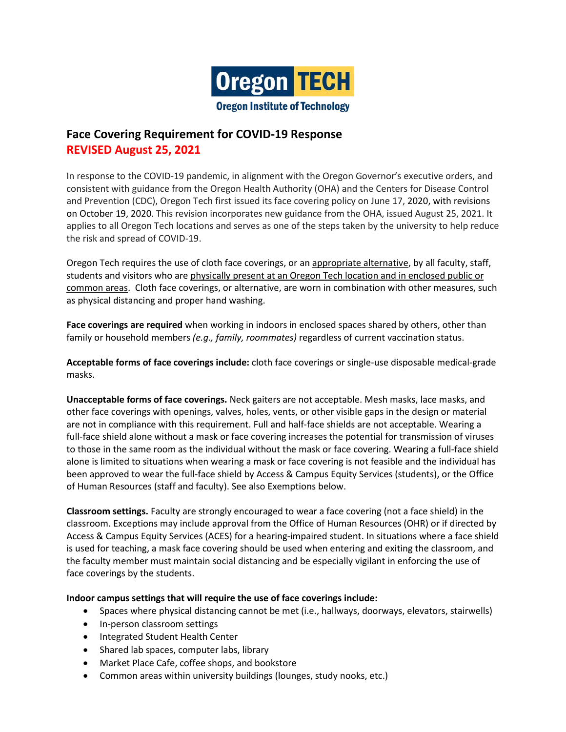Oregon TECH

Oregon Institute of Technology

# Face Covering Requirement for COVID-19 Response

## REVISED August 25, 2021

In response to the COVID-19 pandemic, in alignment with the Oregon Governor's executive orders, and consistent with guidance from the Oregon Health Authority (OHA) and the Centers for Disease Control and Prevention (CDC), Oregon Tech first issued its face covering policy on June 17, 2020, with revisions on October 19, 2020. This revision incorporates new guidance from the OHA, issued August 25, 2021. It applies to all Oregon Tech locations and serves as one of the steps taken by the university to help reduce the risk and spread of COVID-19.

Oregon Tech requires the use of cloth face coverings, or an appropriate alternative, by all faculty, staff, students and visitors who are physically present at an Oregon Tech location and in enclosed public or common areas. Cloth face coverings, or alternative, are worn in combination with other measures, such as physical distancing and proper hand washing.

**Face coverings are required** when working in indoors in enclosed spaces shared by others, other than family or household members *(e.g., family, roommates)* regardless of current vaccination status.

**Acceptable forms of face coverings include:** cloth face coverings or single-use disposable medical-grade masks.

**Unacceptable forms of face coverings.** Neck gaiters are not acceptable. Mesh masks, lace masks, and other face coverings with openings, valves, holes, vents, or other visible gaps in the design or material are not in compliance with this requirement. Full and half-face shields are not acceptable. Wearing a full-face shield alone without a mask or face covering increases the potential for transmission of viruses to those in the same room as the individual without the mask or face covering. Wearing a full-face shield alone is limited to situations when wearing a mask or face covering is not feasible and the individual has been approved to wear the full-face shield by Access & Campus Equity Services (students), or the Office of Human Resources (staff and faculty). See also Exemptions below.

**Classroom settings.** Faculty are strongly encouraged to wear a face covering (not a face shield) in the classroom. Exceptions may include approval from the Office of Human Resources (OHR) or if directed by Access & Campus Equity Services (ACES) for a hearing-impaired student. In situations where a face shield is used for teaching, a mask face covering should be used when entering and exiting the classroom, and the faculty member must maintain social distancing and be especially vigilant in enforcing the use of face coverings by the students.

**Indoor campus settings that will require the use of face coverings include:**

- Spaces where physical distancing cannot be met (i.e., hallways, doorways, elevators, stairwells)
- In-person classroom settings
- Integrated Student Health Center
- Shared lab spaces, computer labs, library
- Market Place Cafe, coffee shops, and bookstore
- Common areas within university buildings (lounges, study nooks, etc.)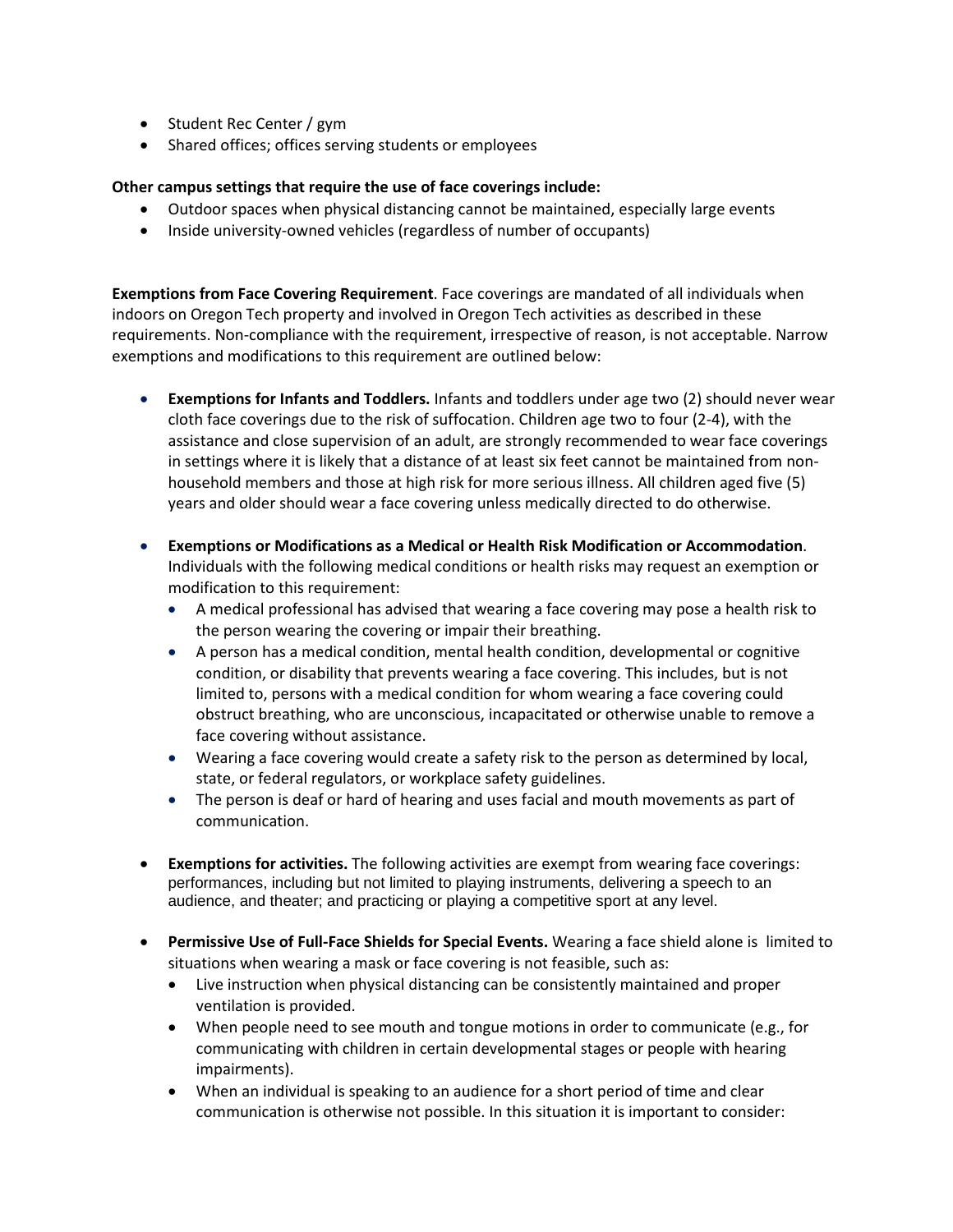- Student Rec Center / gym
- Shared offices; offices serving students or employees

**Other campus settings that require the use of face coverings include:**

- Outdoor spaces when physical distancing cannot be maintained, especially large events
- Inside university-owned vehicles (regardless of number of occupants)

**Exemptions from Face Covering Requirement**. Face coverings are mandated of all individuals when indoors on Oregon Tech property and involved in Oregon Tech activities as described in these requirements. Non-compliance with the requirement, irrespective of reason, is not acceptable. Narrow exemptions and modifications to this requirement are outlined below:

- **Exemptions for Infants and Toddlers.** Infants and toddlers under age two (2) should never wear cloth face coverings due to the risk of suffocation. Children age two to four (2-4), with the assistance and close supervision of an adult, are strongly recommended to wear face coverings in settings where it is likely that a distance of at least six feet cannot be maintained from non-household members and those at high risk for more serious illness. All children aged five (5) years and older should wear a face covering unless medically directed to do otherwise.

- **Exemptions or Modifications as a Medical or Health Risk Modification or Accommodation**. Individuals with the following medical conditions or health risks may request an exemption or modification to this requirement:
  - A medical professional has advised that wearing a face covering may pose a health risk to the person wearing the covering or impair their breathing.
  - A person has a medical condition, mental health condition, developmental or cognitive condition, or disability that prevents wearing a face covering. This includes, but is not limited to, persons with a medical condition for whom wearing a face covering could obstruct breathing, who are unconscious, incapacitated or otherwise unable to remove a face covering without assistance.
  - Wearing a face covering would create a safety risk to the person as determined by local, state, or federal regulators, or workplace safety guidelines.
  - The person is deaf or hard of hearing and uses facial and mouth movements as part of communication.

- **Exemptions for activities.** The following activities are exempt from wearing face coverings: performances, including but not limited to playing instruments, delivering a speech to an audience, and theater; and practicing or playing a competitive sport at any level.

- **Permissive Use of Full-Face Shields for Special Events.** Wearing a face shield alone is limited to situations when wearing a mask or face covering is not feasible, such as:
  - Live instruction when physical distancing can be consistently maintained and proper ventilation is provided.
  - When people need to see mouth and tongue motions in order to communicate (e.g., for communicating with children in certain developmental stages or people with hearing impairments).
  - When an individual is speaking to an audience for a short period of time and clear communication is otherwise not possible. In this situation it is important to consider: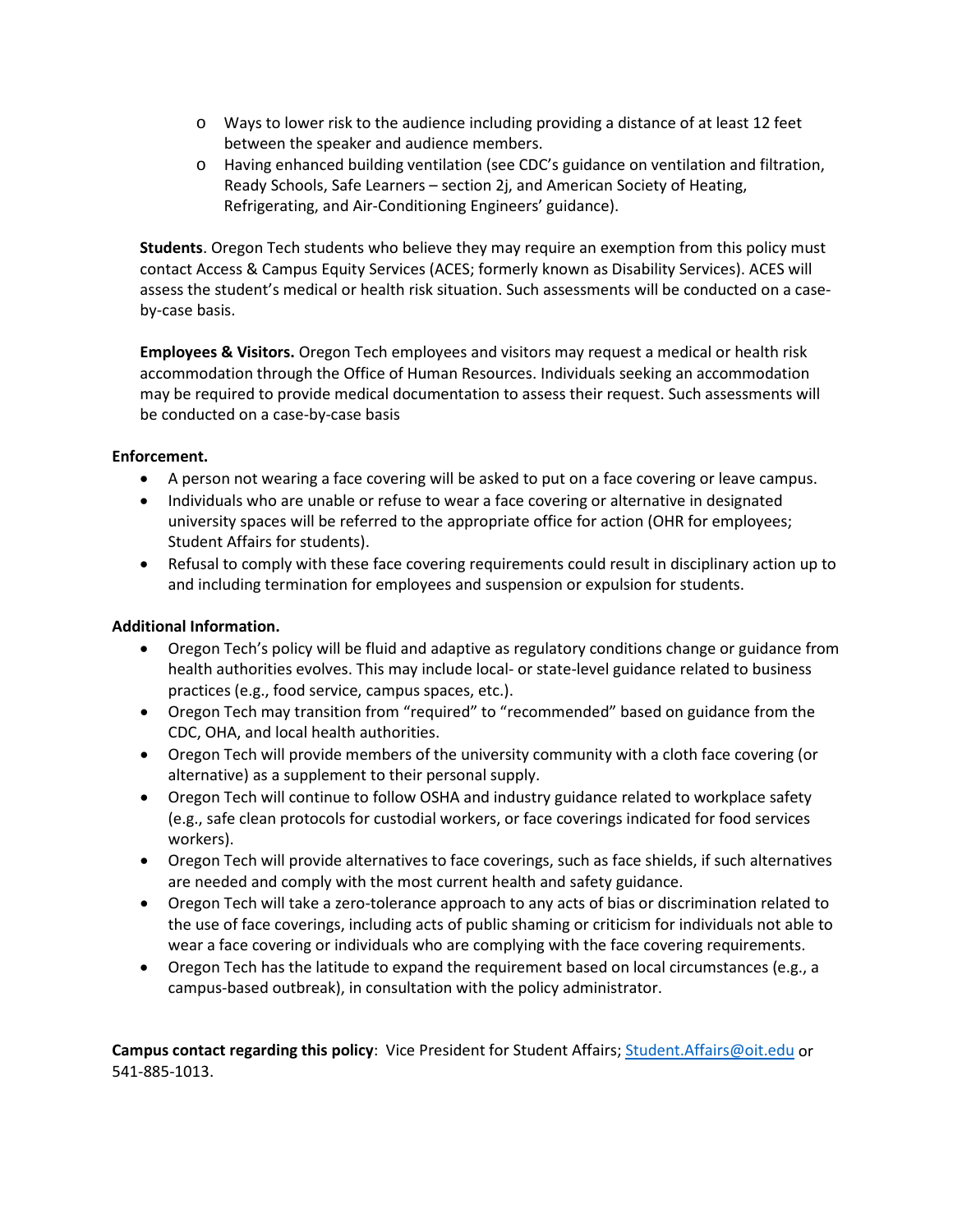- Ways to lower risk to the audience including providing a distance of at least 12 feet between the speaker and audience members.
  - Having enhanced building ventilation (see CDC's guidance on ventilation and filtration, Ready Schools, Safe Learners – section 2j, and American Society of Heating, Refrigerating, and Air-Conditioning Engineers' guidance).

**Students**. Oregon Tech students who believe they may require an exemption from this policy must contact Access & Campus Equity Services (ACES; formerly known as Disability Services). ACES will assess the student's medical or health risk situation. Such assessments will be conducted on a case-by-case basis.

**Employees & Visitors.** Oregon Tech employees and visitors may request a medical or health risk accommodation through the Office of Human Resources. Individuals seeking an accommodation may be required to provide medical documentation to assess their request. Such assessments will be conducted on a case-by-case basis

**Enforcement.**

- A person not wearing a face covering will be asked to put on a face covering or leave campus.
- Individuals who are unable or refuse to wear a face covering or alternative in designated university spaces will be referred to the appropriate office for action (OHR for employees; Student Affairs for students).
- Refusal to comply with these face covering requirements could result in disciplinary action up to and including termination for employees and suspension or expulsion for students.

**Additional Information.**

- Oregon Tech's policy will be fluid and adaptive as regulatory conditions change or guidance from health authorities evolves. This may include local- or state-level guidance related to business practices (e.g., food service, campus spaces, etc.).
- Oregon Tech may transition from "required" to "recommended" based on guidance from the CDC, OHA, and local health authorities.
- Oregon Tech will provide members of the university community with a cloth face covering (or alternative) as a supplement to their personal supply.
- Oregon Tech will continue to follow OSHA and industry guidance related to workplace safety (e.g., safe clean protocols for custodial workers, or face coverings indicated for food services workers).
- Oregon Tech will provide alternatives to face coverings, such as face shields, if such alternatives are needed and comply with the most current health and safety guidance.
- Oregon Tech will take a zero-tolerance approach to any acts of bias or discrimination related to the use of face coverings, including acts of public shaming or criticism for individuals not able to wear a face covering or individuals who are complying with the face covering requirements.
- Oregon Tech has the latitude to expand the requirement based on local circumstances (e.g., a campus-based outbreak), in consultation with the policy administrator.

**Campus contact regarding this policy**: Vice President for Student Affairs; Student.Affairs@oit.edu or 541-885-1013.